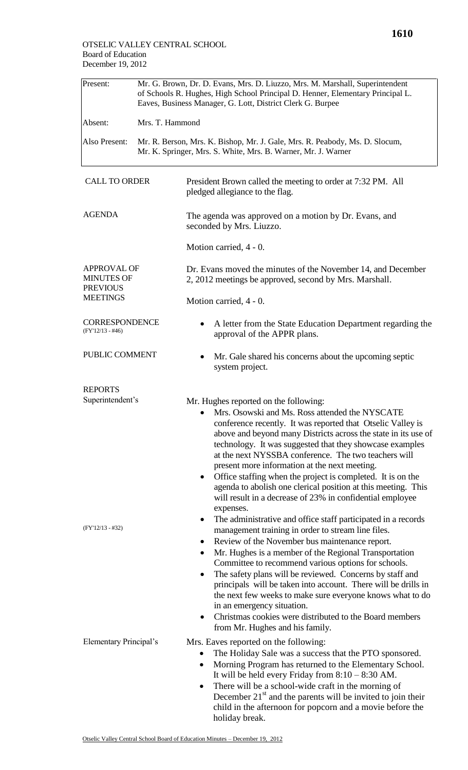OTSELIC VALLEY CENTRAL SCHOOL
Board of Education
December 19, 2012

| | |
|---|---|
| Present: | Mr. G. Brown, Dr. D. Evans, Mrs. D. Liuzzo, Mrs. M. Marshall, Superintendent of Schools R. Hughes, High School Principal D. Henner, Elementary Principal L. Eaves, Business Manager, G. Lott, District Clerk G. Burpee |
| Absent: | Mrs. T. Hammond |
| Also Present: | Mr. R. Berson, Mrs. K. Bishop, Mr. J. Gale, Mrs. R. Peabody, Ms. D. Slocum, Mr. K. Springer, Mrs. S. White, Mrs. B. Warner, Mr. J. Warner |

**CALL TO ORDER**

President Brown called the meeting to order at 7:32 PM. All pledged allegiance to the flag.

**AGENDA**

The agenda was approved on a motion by Dr. Evans, and seconded by Mrs. Liuzzo.

Motion carried, 4 - 0.

**APPROVAL OF MINUTES OF PREVIOUS MEETINGS**

Dr. Evans moved the minutes of the November 14, and December 2, 2012 meetings be approved, second by Mrs. Marshall.

Motion carried, 4 - 0.

**CORRESPONDENCE** (FY'12/13 - #46)

- A letter from the State Education Department regarding the approval of the APPR plans.

**PUBLIC COMMENT**

- Mr. Gale shared his concerns about the upcoming septic system project.

**REPORTS**

**Superintendent's**

Mr. Hughes reported on the following:

- Mrs. Osowski and Ms. Ross attended the NYSCATE conference recently. It was reported that Otselic Valley is above and beyond many Districts across the state in its use of technology. It was suggested that they showcase examples at the next NYSSBA conference. The two teachers will present more information at the next meeting.
- Office staffing when the project is completed. It is on the agenda to abolish one clerical position at this meeting. This will result in a decrease of 23% in confidential employee expenses.
- The administrative and office staff participated in a records management training in order to stream line files. (FY'12/13 - #32)
- Review of the November bus maintenance report.
- Mr. Hughes is a member of the Regional Transportation Committee to recommend various options for schools.
- The safety plans will be reviewed. Concerns by staff and principals will be taken into account. There will be drills in the next few weeks to make sure everyone knows what to do in an emergency situation.
- Christmas cookies were distributed to the Board members from Mr. Hughes and his family.

**Elementary Principal's**

Mrs. Eaves reported on the following:

- The Holiday Sale was a success that the PTO sponsored.
- Morning Program has returned to the Elementary School. It will be held every Friday from 8:10 – 8:30 AM.
- There will be a school-wide craft in the morning of December 21st and the parents will be invited to join their child in the afternoon for popcorn and a movie before the holiday break.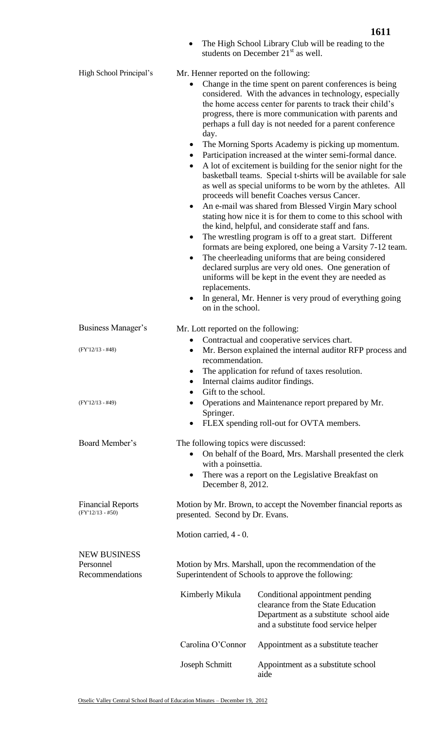- The High School Library Club will be reading to the students on December 21st as well.

**High School Principal's**

Mr. Henner reported on the following:

- Change in the time spent on parent conferences is being considered. With the advances in technology, especially the home access center for parents to track their child's progress, there is more communication with parents and perhaps a full day is not needed for a parent conference day.
- The Morning Sports Academy is picking up momentum.
- Participation increased at the winter semi-formal dance.
- A lot of excitement is building for the senior night for the basketball teams. Special t-shirts will be available for sale as well as special uniforms to be worn by the athletes. All proceeds will benefit Coaches versus Cancer.
- An e-mail was shared from Blessed Virgin Mary school stating how nice it is for them to come to this school with the kind, helpful, and considerate staff and fans.
- The wrestling program is off to a great start. Different formats are being explored, one being a Varsity 7-12 team.
- The cheerleading uniforms that are being considered declared surplus are very old ones. One generation of uniforms will be kept in the event they are needed as replacements.
- In general, Mr. Henner is very proud of everything going on in the school.

**Business Manager's**

Mr. Lott reported on the following:

- Contractual and cooperative services chart.
- (FY'12/13 - #48) Mr. Berson explained the internal auditor RFP process and recommendation.
- The application for refund of taxes resolution.
- Internal claims auditor findings.
- Gift to the school.
- (FY'12/13 - #49) Operations and Maintenance report prepared by Mr. Springer.
- FLEX spending roll-out for OVTA members.

**Board Member's**

The following topics were discussed:

- On behalf of the Board, Mrs. Marshall presented the clerk with a poinsettia.
- There was a report on the Legislative Breakfast on December 8, 2012.

**Financial Reports** (FY'12/13 - #50)

Motion by Mr. Brown, to accept the November financial reports as presented. Second by Dr. Evans.

Motion carried, 4 - 0.

**NEW BUSINESS**

**Personnel Recommendations**

Motion by Mrs. Marshall, upon the recommendation of the Superintendent of Schools to approve the following:

| | |
|---|---|
| Kimberly Mikula | Conditional appointment pending clearance from the State Education Department as a substitute school aide and a substitute food service helper |
| Carolina O'Connor | Appointment as a substitute teacher |
| Joseph Schmitt | Appointment as a substitute school aide |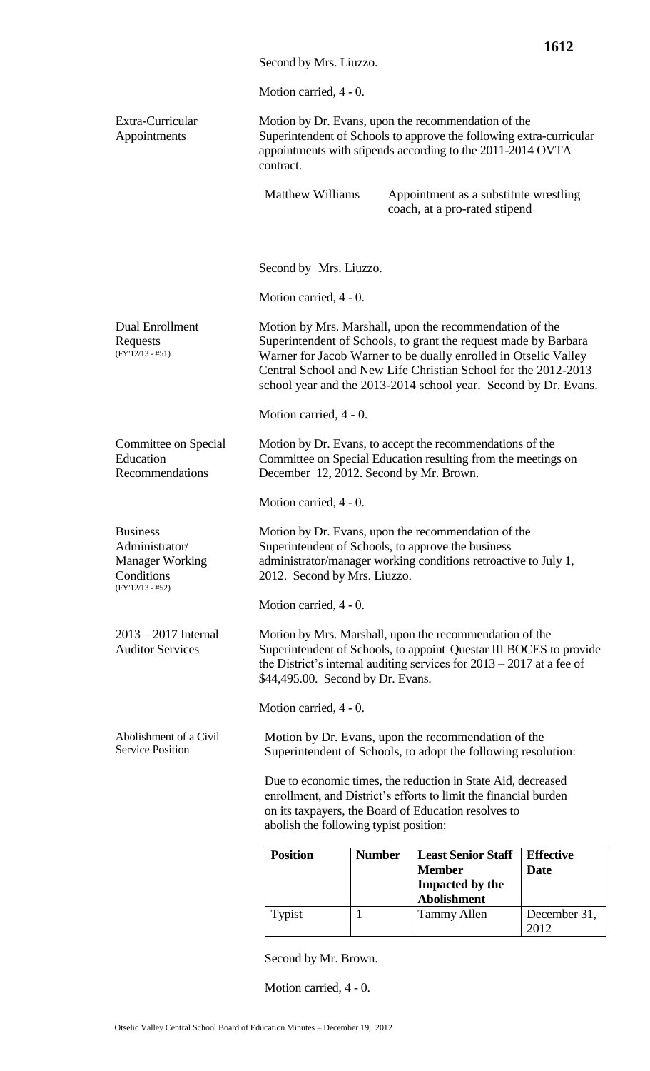Second by Mrs. Liuzzo.

Motion carried, 4 - 0.

**Extra-Curricular Appointments**

Motion by Dr. Evans, upon the recommendation of the Superintendent of Schools to approve the following extra-curricular appointments with stipends according to the 2011-2014 OVTA contract.

| | |
|---|---|
| Matthew Williams | Appointment as a substitute wrestling coach, at a pro-rated stipend |

Second by Mrs. Liuzzo.

Motion carried, 4 - 0.

**Dual Enrollment Requests** (FY'12/13 - #51)

Motion by Mrs. Marshall, upon the recommendation of the Superintendent of Schools, to grant the request made by Barbara Warner for Jacob Warner to be dually enrolled in Otselic Valley Central School and New Life Christian School for the 2012-2013 school year and the 2013-2014 school year. Second by Dr. Evans.

Motion carried, 4 - 0.

**Committee on Special Education Recommendations**

Motion by Dr. Evans, to accept the recommendations of the Committee on Special Education resulting from the meetings on December 12, 2012. Second by Mr. Brown.

Motion carried, 4 - 0.

**Business Administrator/ Manager Working Conditions** (FY'12/13 - #52)

Motion by Dr. Evans, upon the recommendation of the Superintendent of Schools, to approve the business administrator/manager working conditions retroactive to July 1, 2012. Second by Mrs. Liuzzo.

Motion carried, 4 - 0.

**2013 – 2017 Internal Auditor Services**

Motion by Mrs. Marshall, upon the recommendation of the Superintendent of Schools, to appoint Questar III BOCES to provide the District's internal auditing services for 2013 – 2017 at a fee of $44,495.00. Second by Dr. Evans.

Motion carried, 4 - 0.

**Abolishment of a Civil Service Position**

Motion by Dr. Evans, upon the recommendation of the Superintendent of Schools, to adopt the following resolution:

Due to economic times, the reduction in State Aid, decreased enrollment, and District's efforts to limit the financial burden on its taxpayers, the Board of Education resolves to abolish the following typist position:

| Position | Number | Least Senior Staff Member Impacted by the Abolishment | Effective Date |
|---|---|---|---|
| Typist | 1 | Tammy Allen | December 31, 2012 |

Second by Mr. Brown.

Motion carried, 4 - 0.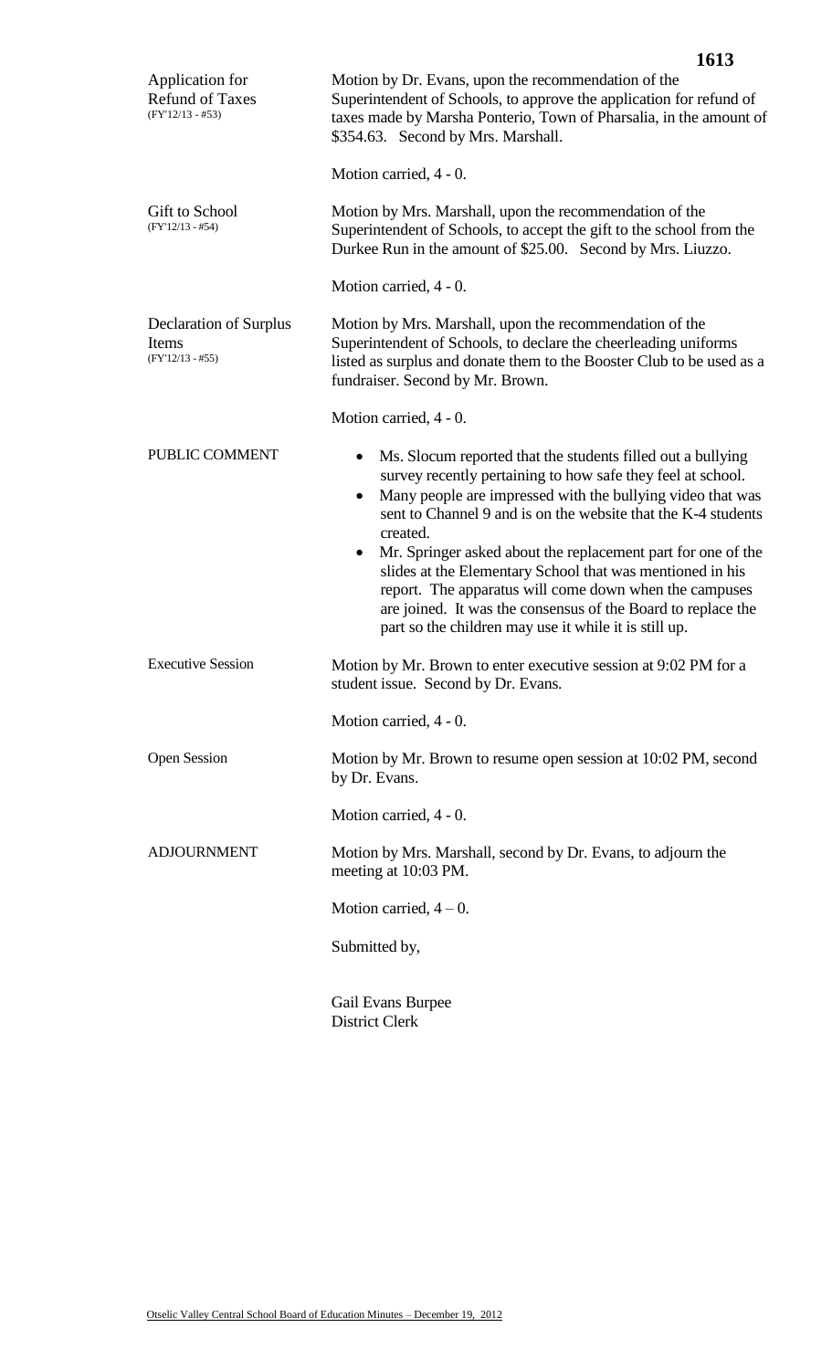**Application for Refund of Taxes** (FY'12/13 - #53)

Motion by Dr. Evans, upon the recommendation of the Superintendent of Schools, to approve the application for refund of taxes made by Marsha Ponterio, Town of Pharsalia, in the amount of $354.63. Second by Mrs. Marshall.

Motion carried, 4 - 0.

**Gift to School** (FY'12/13 - #54)

Motion by Mrs. Marshall, upon the recommendation of the Superintendent of Schools, to accept the gift to the school from the Durkee Run in the amount of $25.00. Second by Mrs. Liuzzo.

Motion carried, 4 - 0.

**Declaration of Surplus Items** (FY'12/13 - #55)

Motion by Mrs. Marshall, upon the recommendation of the Superintendent of Schools, to declare the cheerleading uniforms listed as surplus and donate them to the Booster Club to be used as a fundraiser. Second by Mr. Brown.

Motion carried, 4 - 0.

**PUBLIC COMMENT**

- Ms. Slocum reported that the students filled out a bullying survey recently pertaining to how safe they feel at school.
- Many people are impressed with the bullying video that was sent to Channel 9 and is on the website that the K-4 students created.
- Mr. Springer asked about the replacement part for one of the slides at the Elementary School that was mentioned in his report. The apparatus will come down when the campuses are joined. It was the consensus of the Board to replace the part so the children may use it while it is still up.

**Executive Session**

Motion by Mr. Brown to enter executive session at 9:02 PM for a student issue. Second by Dr. Evans.

Motion carried, 4 - 0.

**Open Session**

Motion by Mr. Brown to resume open session at 10:02 PM, second by Dr. Evans.

Motion carried, 4 - 0.

**ADJOURNMENT**

Motion by Mrs. Marshall, second by Dr. Evans, to adjourn the meeting at 10:03 PM.

Motion carried, 4 – 0.

Submitted by,

Gail Evans Burpee
District Clerk